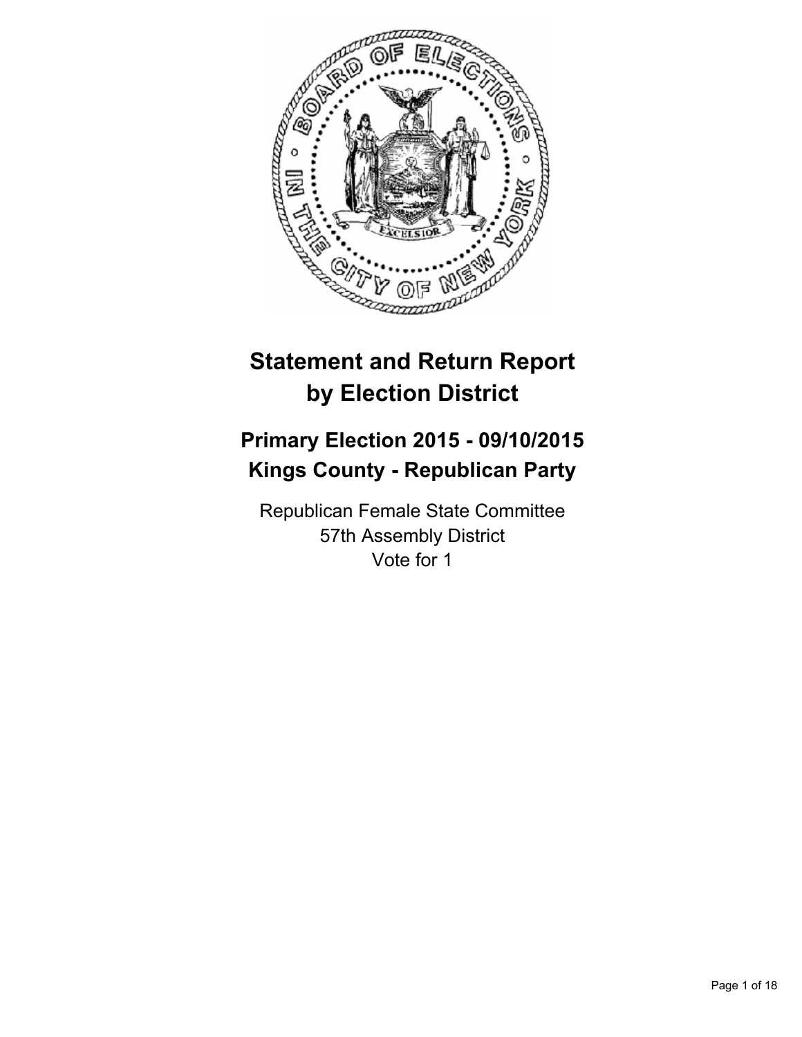# Statement and Return Report by Election District

## Primary Election 2015 - 09/10/2015
## Kings County - Republican Party

Republican Female State Committee
57th Assembly District
Vote for 1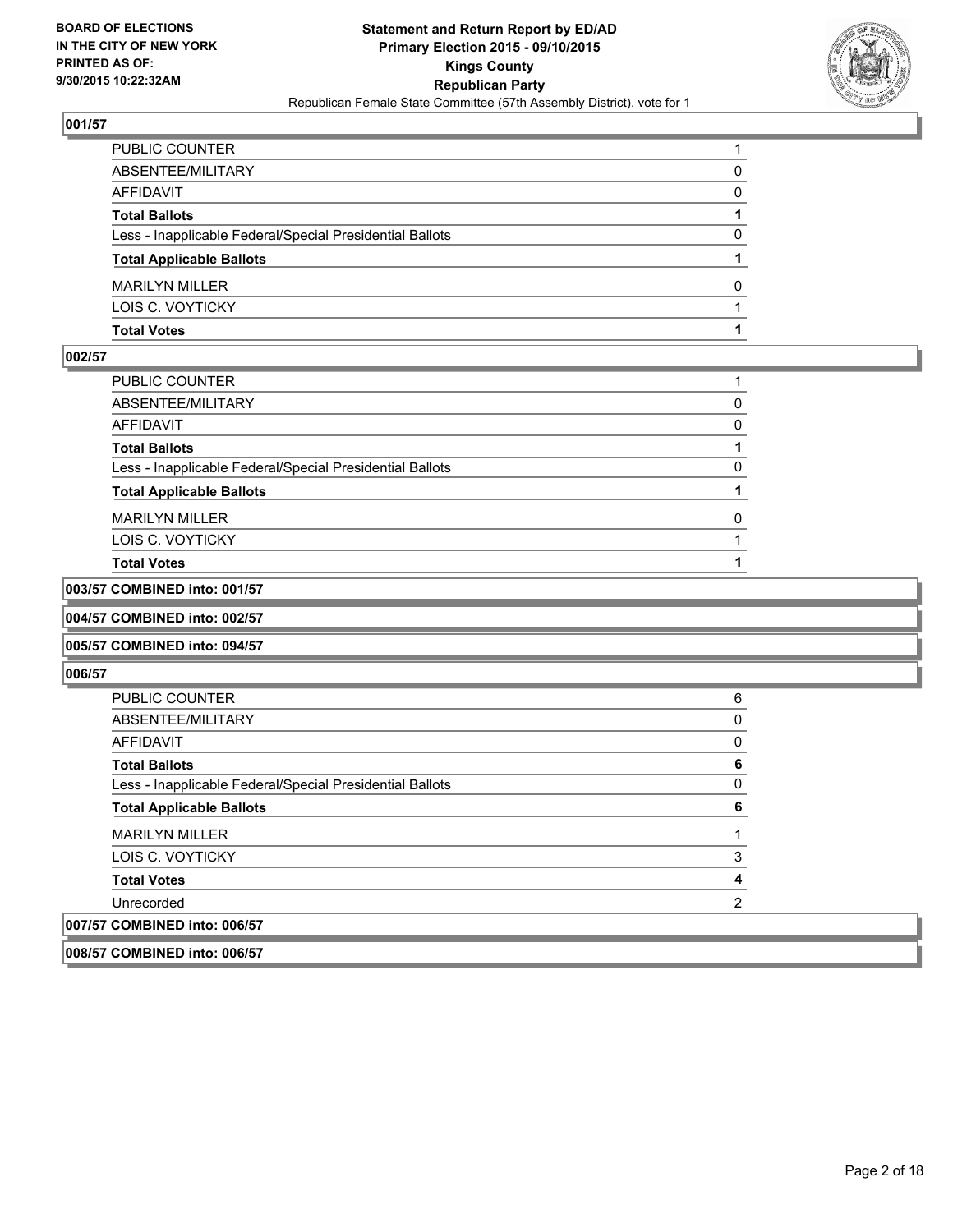**BOARD OF ELECTIONS IN THE CITY OF NEW YORK PRINTED AS OF: 9/30/2015 10:22:32AM**

**Statement and Return Report by ED/AD**
**Primary Election 2015 - 09/10/2015**
**Kings County**
**Republican Party**
Republican Female State Committee (57th Assembly District), vote for 1

### 001/57

| | |
|---|---|
| PUBLIC COUNTER | 1 |
| ABSENTEE/MILITARY | 0 |
| AFFIDAVIT | 0 |
| **Total Ballots** | **1** |
| Less - Inapplicable Federal/Special Presidential Ballots | 0 |
| **Total Applicable Ballots** | **1** |
| MARILYN MILLER | 0 |
| LOIS C. VOYTICKY | 1 |
| **Total Votes** | **1** |

### 002/57

| | |
|---|---|
| PUBLIC COUNTER | 1 |
| ABSENTEE/MILITARY | 0 |
| AFFIDAVIT | 0 |
| **Total Ballots** | **1** |
| Less - Inapplicable Federal/Special Presidential Ballots | 0 |
| **Total Applicable Ballots** | **1** |
| MARILYN MILLER | 0 |
| LOIS C. VOYTICKY | 1 |
| **Total Votes** | **1** |

### 003/57 COMBINED into: 001/57

### 004/57 COMBINED into: 002/57

### 005/57 COMBINED into: 094/57

### 006/57

| | |
|---|---|
| PUBLIC COUNTER | 6 |
| ABSENTEE/MILITARY | 0 |
| AFFIDAVIT | 0 |
| **Total Ballots** | **6** |
| Less - Inapplicable Federal/Special Presidential Ballots | 0 |
| **Total Applicable Ballots** | **6** |
| MARILYN MILLER | 1 |
| LOIS C. VOYTICKY | 3 |
| **Total Votes** | **4** |
| Unrecorded | 2 |

### 007/57 COMBINED into: 006/57

### 008/57 COMBINED into: 006/57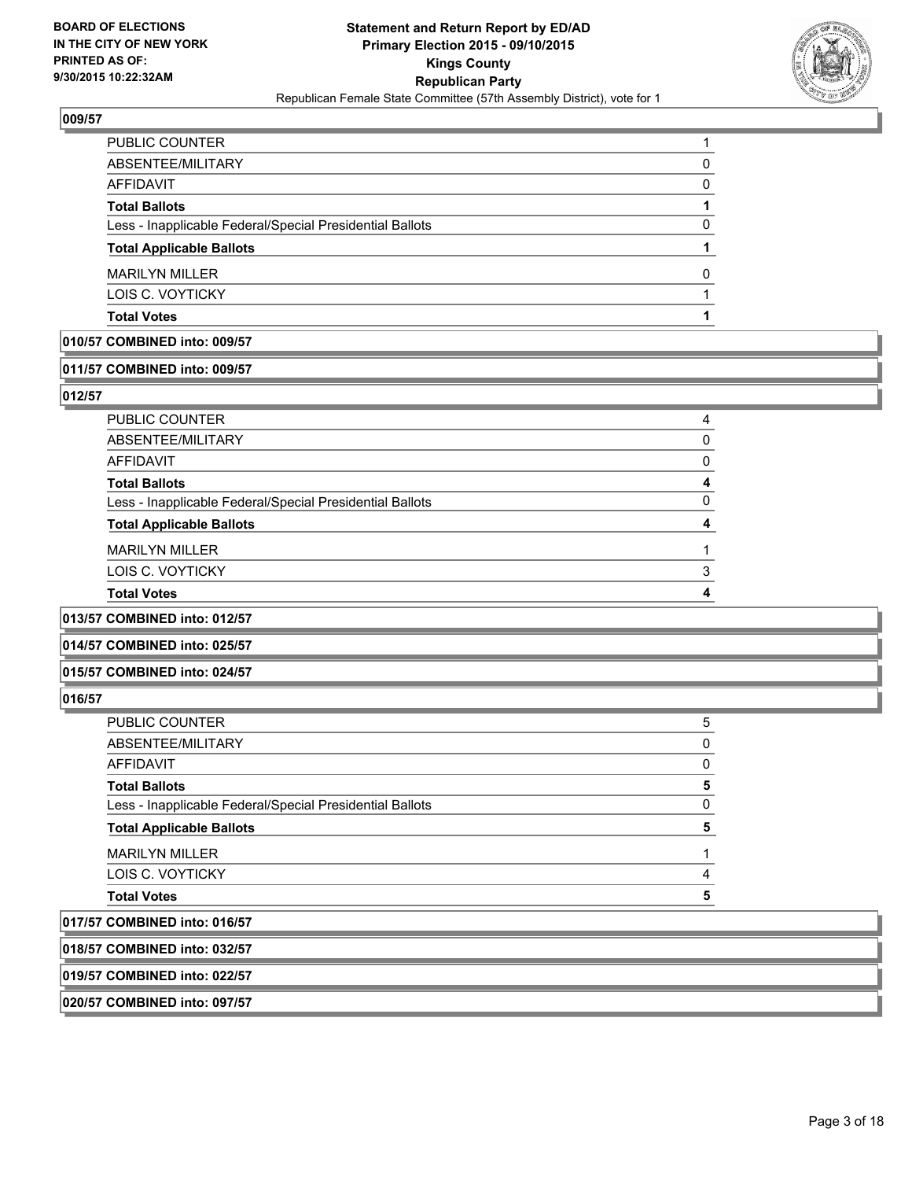**BOARD OF ELECTIONS IN THE CITY OF NEW YORK PRINTED AS OF: 9/30/2015 10:22:32AM**

**Statement and Return Report by ED/AD**
**Primary Election 2015 - 09/10/2015**
**Kings County**
**Republican Party**
Republican Female State Committee (57th Assembly District), vote for 1

### 009/57

| | |
|---|---|
| PUBLIC COUNTER | 1 |
| ABSENTEE/MILITARY | 0 |
| AFFIDAVIT | 0 |
| **Total Ballots** | **1** |
| Less - Inapplicable Federal/Special Presidential Ballots | 0 |
| **Total Applicable Ballots** | **1** |
| MARILYN MILLER | 0 |
| LOIS C. VOYTICKY | 1 |
| **Total Votes** | **1** |

**010/57 COMBINED into: 009/57**

**011/57 COMBINED into: 009/57**

### 012/57

| | |
|---|---|
| PUBLIC COUNTER | 4 |
| ABSENTEE/MILITARY | 0 |
| AFFIDAVIT | 0 |
| **Total Ballots** | **4** |
| Less - Inapplicable Federal/Special Presidential Ballots | 0 |
| **Total Applicable Ballots** | **4** |
| MARILYN MILLER | 1 |
| LOIS C. VOYTICKY | 3 |
| **Total Votes** | **4** |

**013/57 COMBINED into: 012/57**

**014/57 COMBINED into: 025/57**

**015/57 COMBINED into: 024/57**

### 016/57

| | |
|---|---|
| PUBLIC COUNTER | 5 |
| ABSENTEE/MILITARY | 0 |
| AFFIDAVIT | 0 |
| **Total Ballots** | **5** |
| Less - Inapplicable Federal/Special Presidential Ballots | 0 |
| **Total Applicable Ballots** | **5** |
| MARILYN MILLER | 1 |
| LOIS C. VOYTICKY | 4 |
| **Total Votes** | **5** |

**017/57 COMBINED into: 016/57**

**018/57 COMBINED into: 032/57**

**019/57 COMBINED into: 022/57**

**020/57 COMBINED into: 097/57**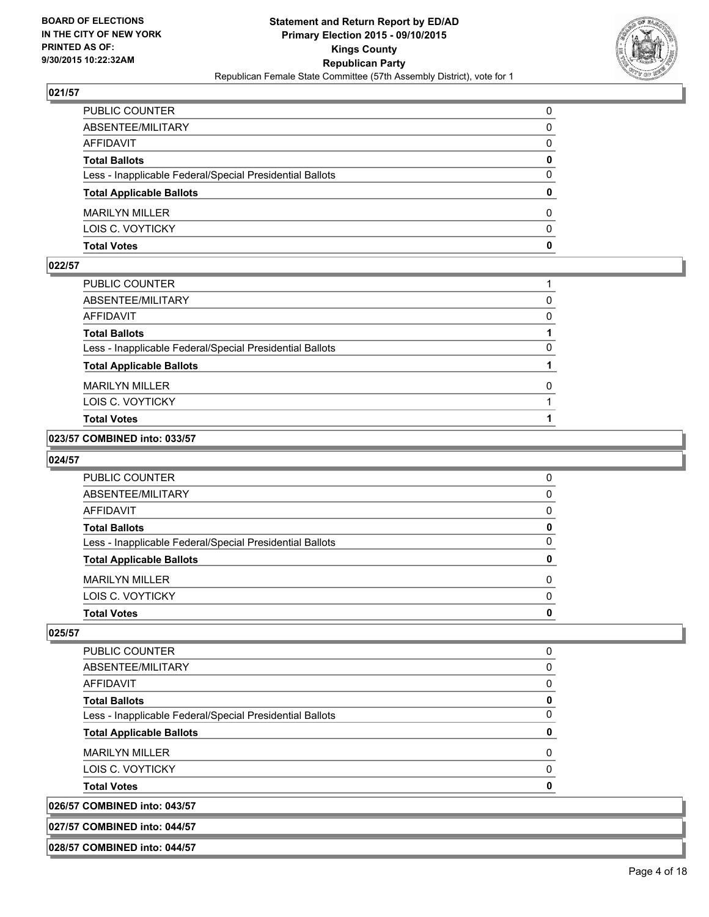## 021/57

| | |
|---|---|
| PUBLIC COUNTER | 0 |
| ABSENTEE/MILITARY | 0 |
| AFFIDAVIT | 0 |
| **Total Ballots** | **0** |
| Less - Inapplicable Federal/Special Presidential Ballots | 0 |
| **Total Applicable Ballots** | **0** |
| MARILYN MILLER | 0 |
| LOIS C. VOYTICKY | 0 |
| **Total Votes** | **0** |

## 022/57

| | |
|---|---|
| PUBLIC COUNTER | 1 |
| ABSENTEE/MILITARY | 0 |
| AFFIDAVIT | 0 |
| **Total Ballots** | **1** |
| Less - Inapplicable Federal/Special Presidential Ballots | 0 |
| **Total Applicable Ballots** | **1** |
| MARILYN MILLER | 0 |
| LOIS C. VOYTICKY | 1 |
| **Total Votes** | **1** |

## 023/57 COMBINED into: 033/57

## 024/57

| | |
|---|---|
| PUBLIC COUNTER | 0 |
| ABSENTEE/MILITARY | 0 |
| AFFIDAVIT | 0 |
| **Total Ballots** | **0** |
| Less - Inapplicable Federal/Special Presidential Ballots | 0 |
| **Total Applicable Ballots** | **0** |
| MARILYN MILLER | 0 |
| LOIS C. VOYTICKY | 0 |
| **Total Votes** | **0** |

## 025/57

| | |
|---|---|
| PUBLIC COUNTER | 0 |
| ABSENTEE/MILITARY | 0 |
| AFFIDAVIT | 0 |
| **Total Ballots** | **0** |
| Less - Inapplicable Federal/Special Presidential Ballots | 0 |
| **Total Applicable Ballots** | **0** |
| MARILYN MILLER | 0 |
| LOIS C. VOYTICKY | 0 |
| **Total Votes** | **0** |

## 026/57 COMBINED into: 043/57

## 027/57 COMBINED into: 044/57

## 028/57 COMBINED into: 044/57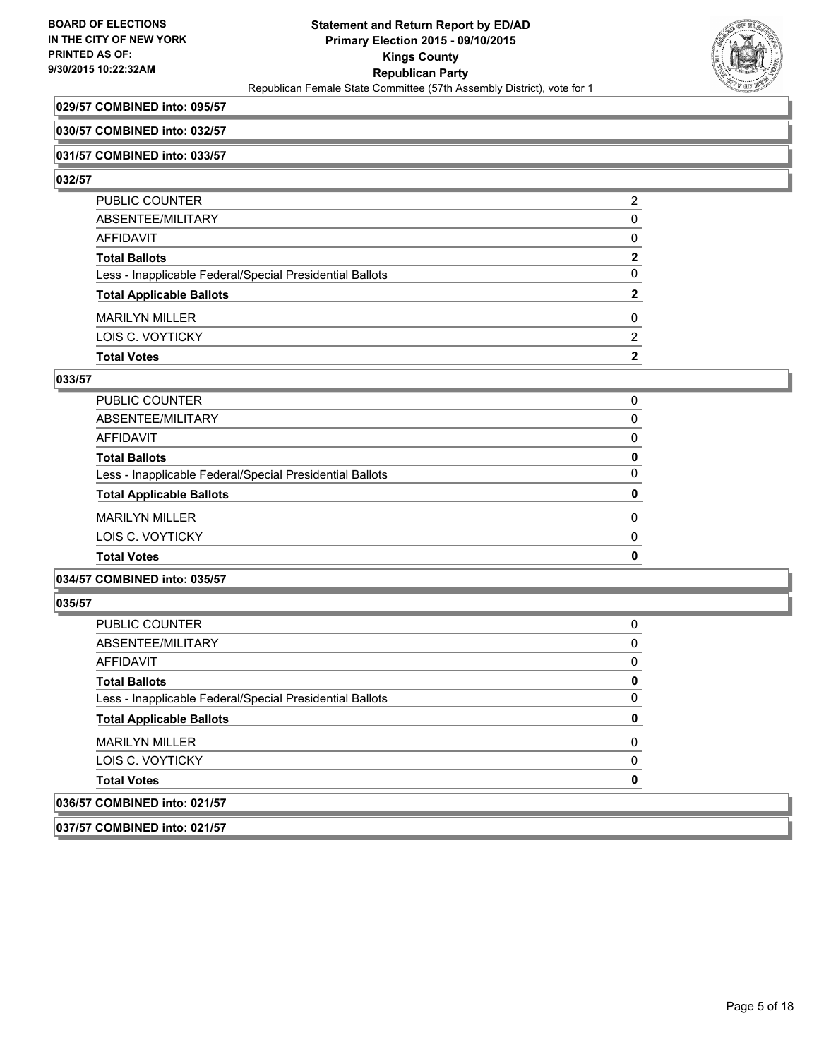**029/57 COMBINED into: 095/57**

**030/57 COMBINED into: 032/57**

**031/57 COMBINED into: 033/57**

**032/57**

| | |
|---|---|
| PUBLIC COUNTER | 2 |
| ABSENTEE/MILITARY | 0 |
| AFFIDAVIT | 0 |
| **Total Ballots** | **2** |
| Less - Inapplicable Federal/Special Presidential Ballots | 0 |
| **Total Applicable Ballots** | **2** |
| MARILYN MILLER | 0 |
| LOIS C. VOYTICKY | 2 |
| **Total Votes** | **2** |

**033/57**

| | |
|---|---|
| PUBLIC COUNTER | 0 |
| ABSENTEE/MILITARY | 0 |
| AFFIDAVIT | 0 |
| **Total Ballots** | **0** |
| Less - Inapplicable Federal/Special Presidential Ballots | 0 |
| **Total Applicable Ballots** | **0** |
| MARILYN MILLER | 0 |
| LOIS C. VOYTICKY | 0 |
| **Total Votes** | **0** |

**034/57 COMBINED into: 035/57**

**035/57**

| | |
|---|---|
| PUBLIC COUNTER | 0 |
| ABSENTEE/MILITARY | 0 |
| AFFIDAVIT | 0 |
| **Total Ballots** | **0** |
| Less - Inapplicable Federal/Special Presidential Ballots | 0 |
| **Total Applicable Ballots** | **0** |
| MARILYN MILLER | 0 |
| LOIS C. VOYTICKY | 0 |
| **Total Votes** | **0** |

**036/57 COMBINED into: 021/57**

**037/57 COMBINED into: 021/57**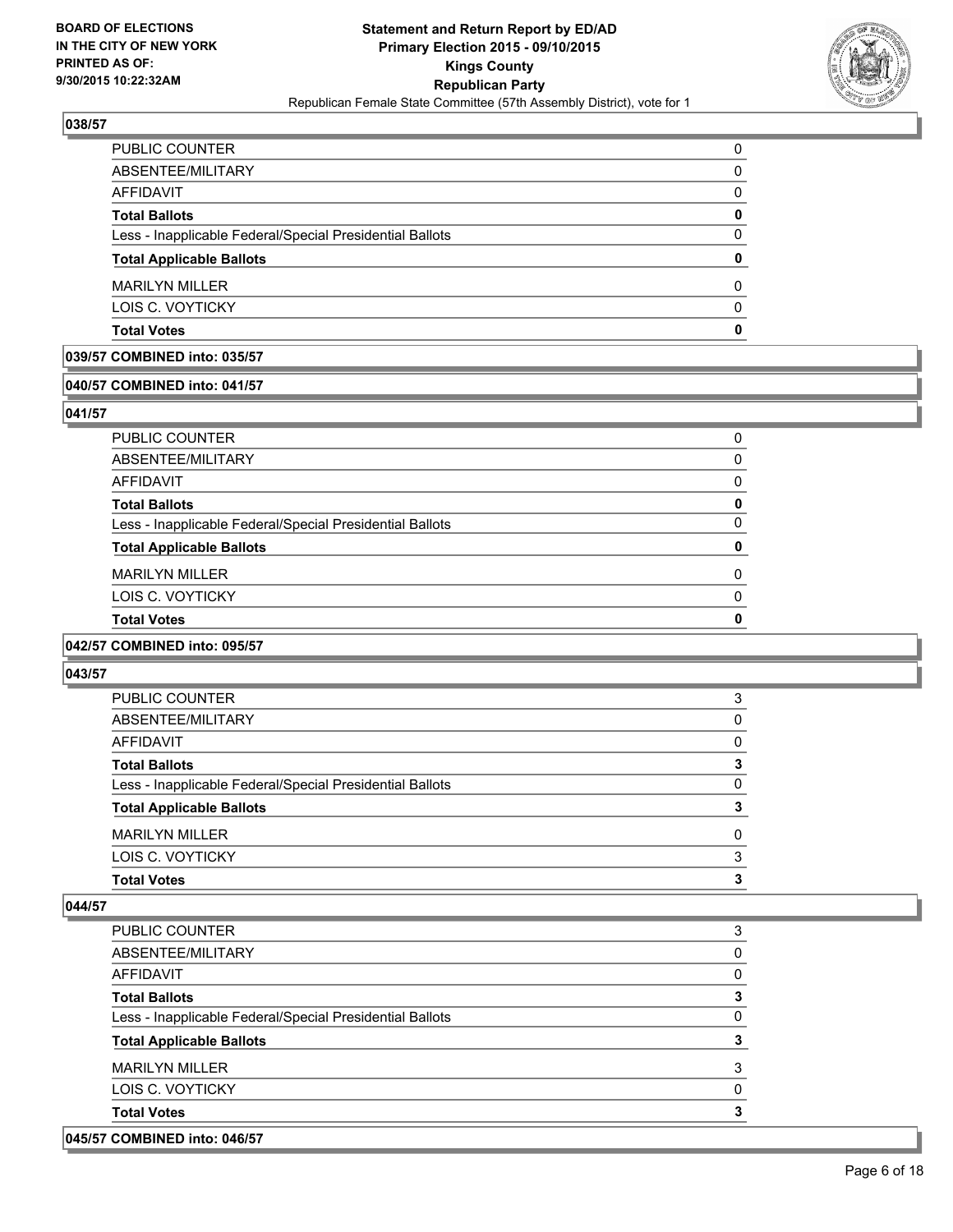**BOARD OF ELECTIONS IN THE CITY OF NEW YORK PRINTED AS OF: 9/30/2015 10:22:32AM**

**Statement and Return Report by ED/AD**
**Primary Election 2015 - 09/10/2015**
**Kings County**
**Republican Party**
Republican Female State Committee (57th Assembly District), vote for 1

### 038/57

| | |
|---|---|
| PUBLIC COUNTER | 0 |
| ABSENTEE/MILITARY | 0 |
| AFFIDAVIT | 0 |
| **Total Ballots** | **0** |
| Less - Inapplicable Federal/Special Presidential Ballots | 0 |
| **Total Applicable Ballots** | **0** |
| MARILYN MILLER | 0 |
| LOIS C. VOYTICKY | 0 |
| **Total Votes** | **0** |

### 039/57 COMBINED into: 035/57

### 040/57 COMBINED into: 041/57

### 041/57

| | |
|---|---|
| PUBLIC COUNTER | 0 |
| ABSENTEE/MILITARY | 0 |
| AFFIDAVIT | 0 |
| **Total Ballots** | **0** |
| Less - Inapplicable Federal/Special Presidential Ballots | 0 |
| **Total Applicable Ballots** | **0** |
| MARILYN MILLER | 0 |
| LOIS C. VOYTICKY | 0 |
| **Total Votes** | **0** |

### 042/57 COMBINED into: 095/57

### 043/57

| | |
|---|---|
| PUBLIC COUNTER | 3 |
| ABSENTEE/MILITARY | 0 |
| AFFIDAVIT | 0 |
| **Total Ballots** | **3** |
| Less - Inapplicable Federal/Special Presidential Ballots | 0 |
| **Total Applicable Ballots** | **3** |
| MARILYN MILLER | 0 |
| LOIS C. VOYTICKY | 3 |
| **Total Votes** | **3** |

### 044/57

| | |
|---|---|
| PUBLIC COUNTER | 3 |
| ABSENTEE/MILITARY | 0 |
| AFFIDAVIT | 0 |
| **Total Ballots** | **3** |
| Less - Inapplicable Federal/Special Presidential Ballots | 0 |
| **Total Applicable Ballots** | **3** |
| MARILYN MILLER | 3 |
| LOIS C. VOYTICKY | 0 |
| **Total Votes** | **3** |

### 045/57 COMBINED into: 046/57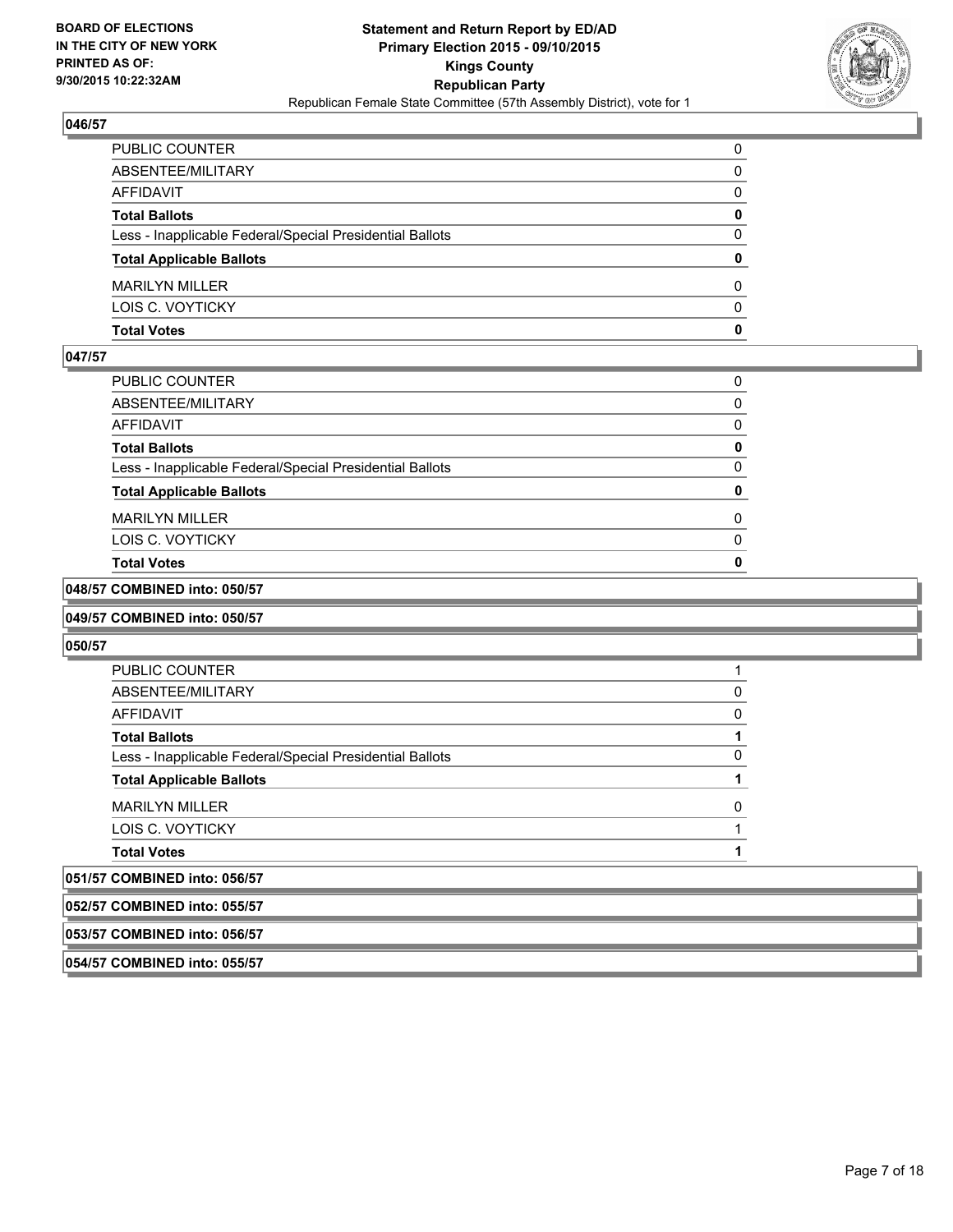**Statement and Return Report by ED/AD**
**Primary Election 2015 - 09/10/2015**
**Kings County**
**Republican Party**
Republican Female State Committee (57th Assembly District), vote for 1

BOARD OF ELECTIONS
IN THE CITY OF NEW YORK
PRINTED AS OF:
9/30/2015 10:22:32AM

**046/57**

| | |
|---|---|
| PUBLIC COUNTER | 0 |
| ABSENTEE/MILITARY | 0 |
| AFFIDAVIT | 0 |
| **Total Ballots** | **0** |
| Less - Inapplicable Federal/Special Presidential Ballots | 0 |
| **Total Applicable Ballots** | **0** |
| MARILYN MILLER | 0 |
| LOIS C. VOYTICKY | 0 |
| **Total Votes** | **0** |

**047/57**

| | |
|---|---|
| PUBLIC COUNTER | 0 |
| ABSENTEE/MILITARY | 0 |
| AFFIDAVIT | 0 |
| **Total Ballots** | **0** |
| Less - Inapplicable Federal/Special Presidential Ballots | 0 |
| **Total Applicable Ballots** | **0** |
| MARILYN MILLER | 0 |
| LOIS C. VOYTICKY | 0 |
| **Total Votes** | **0** |

**048/57 COMBINED into: 050/57**

**049/57 COMBINED into: 050/57**

**050/57**

| | |
|---|---|
| PUBLIC COUNTER | 1 |
| ABSENTEE/MILITARY | 0 |
| AFFIDAVIT | 0 |
| **Total Ballots** | **1** |
| Less - Inapplicable Federal/Special Presidential Ballots | 0 |
| **Total Applicable Ballots** | **1** |
| MARILYN MILLER | 0 |
| LOIS C. VOYTICKY | 1 |
| **Total Votes** | **1** |

**051/57 COMBINED into: 056/57**

**052/57 COMBINED into: 055/57**

**053/57 COMBINED into: 056/57**

**054/57 COMBINED into: 055/57**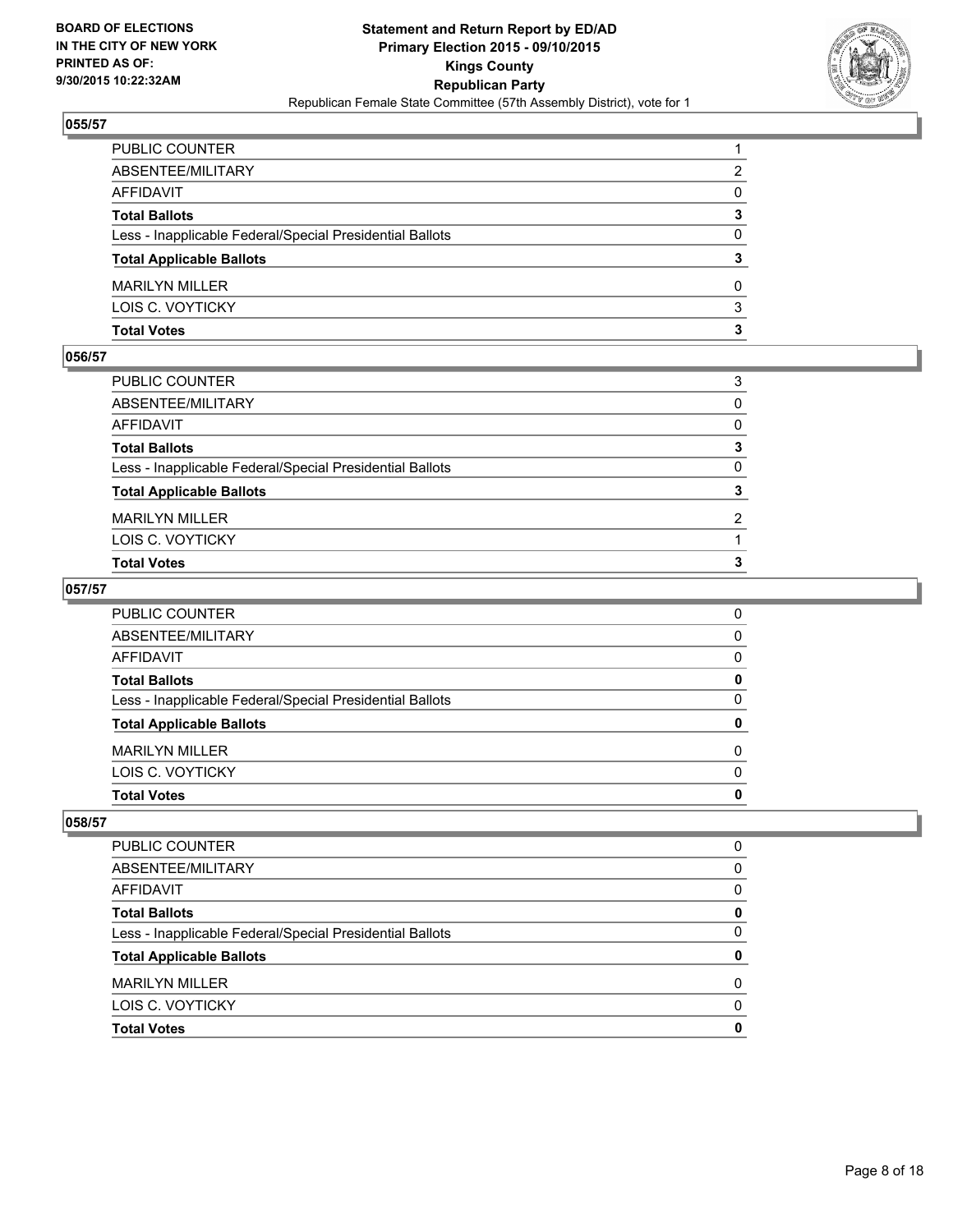**BOARD OF ELECTIONS IN THE CITY OF NEW YORK PRINTED AS OF: 9/30/2015 10:22:32AM**

**Statement and Return Report by ED/AD**
**Primary Election 2015 - 09/10/2015**
**Kings County**
**Republican Party**
Republican Female State Committee (57th Assembly District), vote for 1

### 055/57

| | |
|---|---|
| PUBLIC COUNTER | 1 |
| ABSENTEE/MILITARY | 2 |
| AFFIDAVIT | 0 |
| **Total Ballots** | **3** |
| Less - Inapplicable Federal/Special Presidential Ballots | 0 |
| **Total Applicable Ballots** | **3** |
| MARILYN MILLER | 0 |
| LOIS C. VOYTICKY | 3 |
| **Total Votes** | **3** |

### 056/57

| | |
|---|---|
| PUBLIC COUNTER | 3 |
| ABSENTEE/MILITARY | 0 |
| AFFIDAVIT | 0 |
| **Total Ballots** | **3** |
| Less - Inapplicable Federal/Special Presidential Ballots | 0 |
| **Total Applicable Ballots** | **3** |
| MARILYN MILLER | 2 |
| LOIS C. VOYTICKY | 1 |
| **Total Votes** | **3** |

### 057/57

| | |
|---|---|
| PUBLIC COUNTER | 0 |
| ABSENTEE/MILITARY | 0 |
| AFFIDAVIT | 0 |
| **Total Ballots** | **0** |
| Less - Inapplicable Federal/Special Presidential Ballots | 0 |
| **Total Applicable Ballots** | **0** |
| MARILYN MILLER | 0 |
| LOIS C. VOYTICKY | 0 |
| **Total Votes** | **0** |

### 058/57

| | |
|---|---|
| PUBLIC COUNTER | 0 |
| ABSENTEE/MILITARY | 0 |
| AFFIDAVIT | 0 |
| **Total Ballots** | **0** |
| Less - Inapplicable Federal/Special Presidential Ballots | 0 |
| **Total Applicable Ballots** | **0** |
| MARILYN MILLER | 0 |
| LOIS C. VOYTICKY | 0 |
| **Total Votes** | **0** |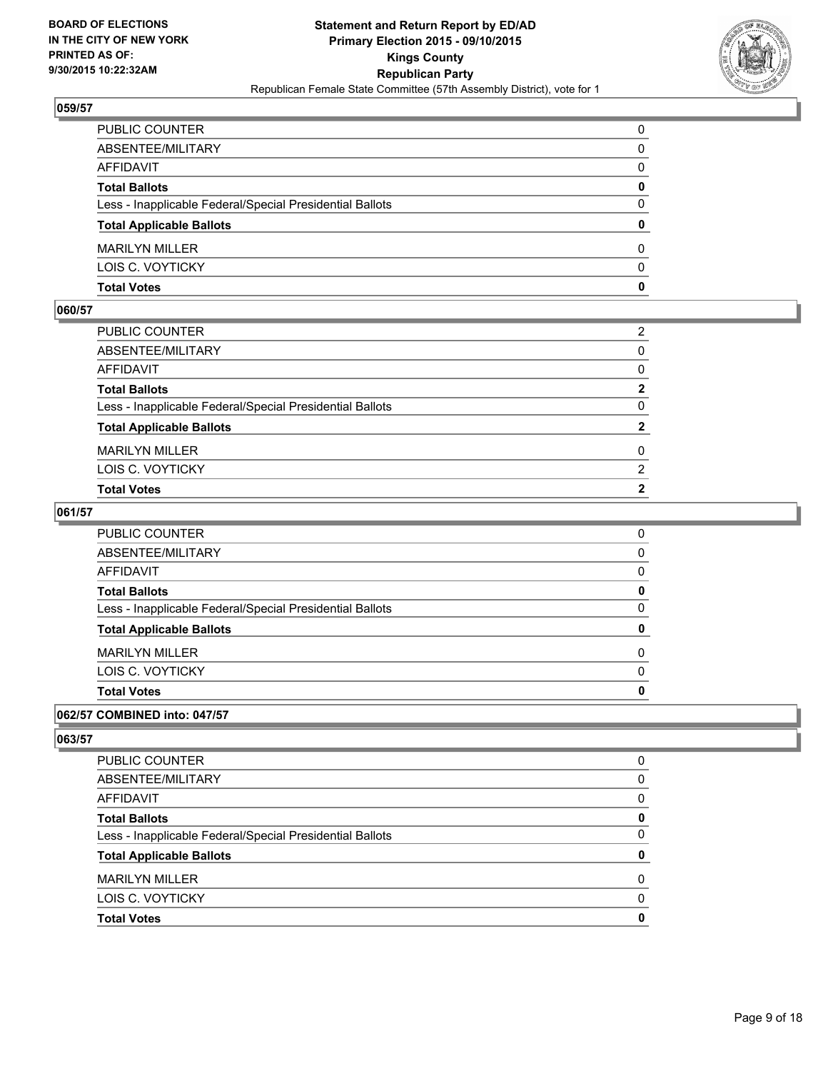**059/57**

| | |
|---|---|
| PUBLIC COUNTER | 0 |
| ABSENTEE/MILITARY | 0 |
| AFFIDAVIT | 0 |
| **Total Ballots** | **0** |
| Less - Inapplicable Federal/Special Presidential Ballots | 0 |
| **Total Applicable Ballots** | **0** |
| MARILYN MILLER | 0 |
| LOIS C. VOYTICKY | 0 |
| **Total Votes** | **0** |

**060/57**

| | |
|---|---|
| PUBLIC COUNTER | 2 |
| ABSENTEE/MILITARY | 0 |
| AFFIDAVIT | 0 |
| **Total Ballots** | **2** |
| Less - Inapplicable Federal/Special Presidential Ballots | 0 |
| **Total Applicable Ballots** | **2** |
| MARILYN MILLER | 0 |
| LOIS C. VOYTICKY | 2 |
| **Total Votes** | **2** |

**061/57**

| | |
|---|---|
| PUBLIC COUNTER | 0 |
| ABSENTEE/MILITARY | 0 |
| AFFIDAVIT | 0 |
| **Total Ballots** | **0** |
| Less - Inapplicable Federal/Special Presidential Ballots | 0 |
| **Total Applicable Ballots** | **0** |
| MARILYN MILLER | 0 |
| LOIS C. VOYTICKY | 0 |
| **Total Votes** | **0** |

**062/57 COMBINED into: 047/57**

**063/57**

| | |
|---|---|
| PUBLIC COUNTER | 0 |
| ABSENTEE/MILITARY | 0 |
| AFFIDAVIT | 0 |
| **Total Ballots** | **0** |
| Less - Inapplicable Federal/Special Presidential Ballots | 0 |
| **Total Applicable Ballots** | **0** |
| MARILYN MILLER | 0 |
| LOIS C. VOYTICKY | 0 |
| **Total Votes** | **0** |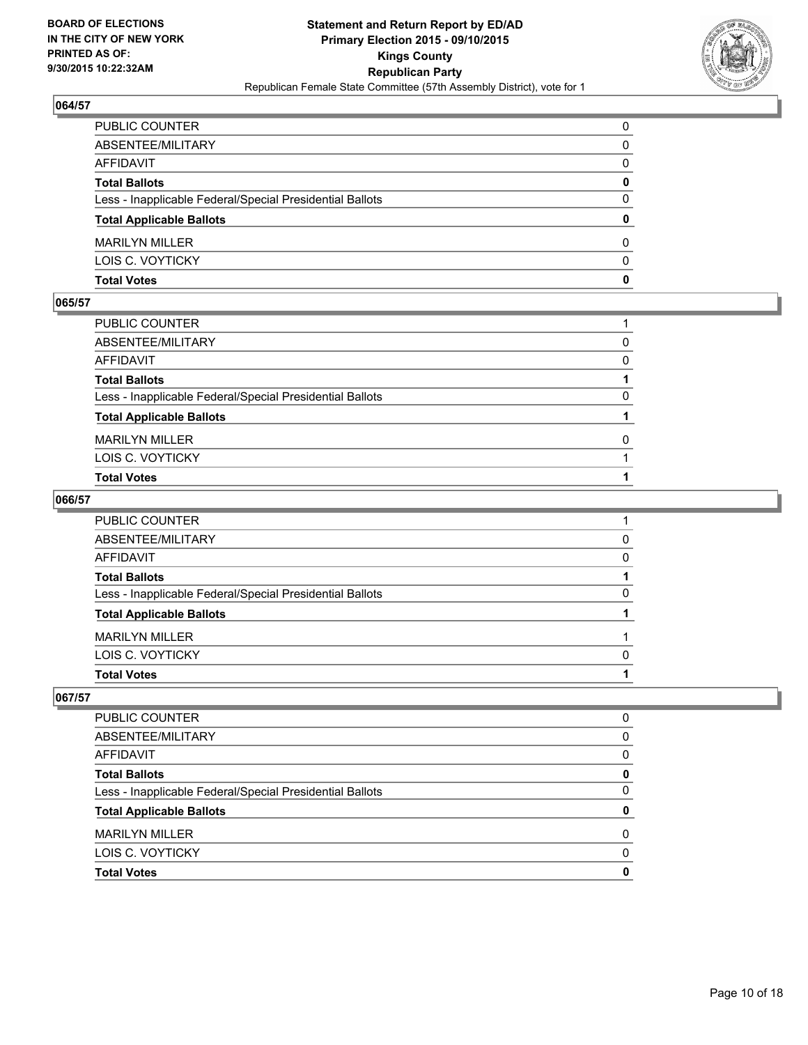## 064/57

| | |
|---|---|
| PUBLIC COUNTER | 0 |
| ABSENTEE/MILITARY | 0 |
| AFFIDAVIT | 0 |
| **Total Ballots** | **0** |
| Less - Inapplicable Federal/Special Presidential Ballots | 0 |
| **Total Applicable Ballots** | **0** |
| MARILYN MILLER | 0 |
| LOIS C. VOYTICKY | 0 |
| **Total Votes** | **0** |

## 065/57

| | |
|---|---|
| PUBLIC COUNTER | 1 |
| ABSENTEE/MILITARY | 0 |
| AFFIDAVIT | 0 |
| **Total Ballots** | **1** |
| Less - Inapplicable Federal/Special Presidential Ballots | 0 |
| **Total Applicable Ballots** | **1** |
| MARILYN MILLER | 0 |
| LOIS C. VOYTICKY | 1 |
| **Total Votes** | **1** |

## 066/57

| | |
|---|---|
| PUBLIC COUNTER | 1 |
| ABSENTEE/MILITARY | 0 |
| AFFIDAVIT | 0 |
| **Total Ballots** | **1** |
| Less - Inapplicable Federal/Special Presidential Ballots | 0 |
| **Total Applicable Ballots** | **1** |
| MARILYN MILLER | 1 |
| LOIS C. VOYTICKY | 0 |
| **Total Votes** | **1** |

## 067/57

| | |
|---|---|
| PUBLIC COUNTER | 0 |
| ABSENTEE/MILITARY | 0 |
| AFFIDAVIT | 0 |
| **Total Ballots** | **0** |
| Less - Inapplicable Federal/Special Presidential Ballots | 0 |
| **Total Applicable Ballots** | **0** |
| MARILYN MILLER | 0 |
| LOIS C. VOYTICKY | 0 |
| **Total Votes** | **0** |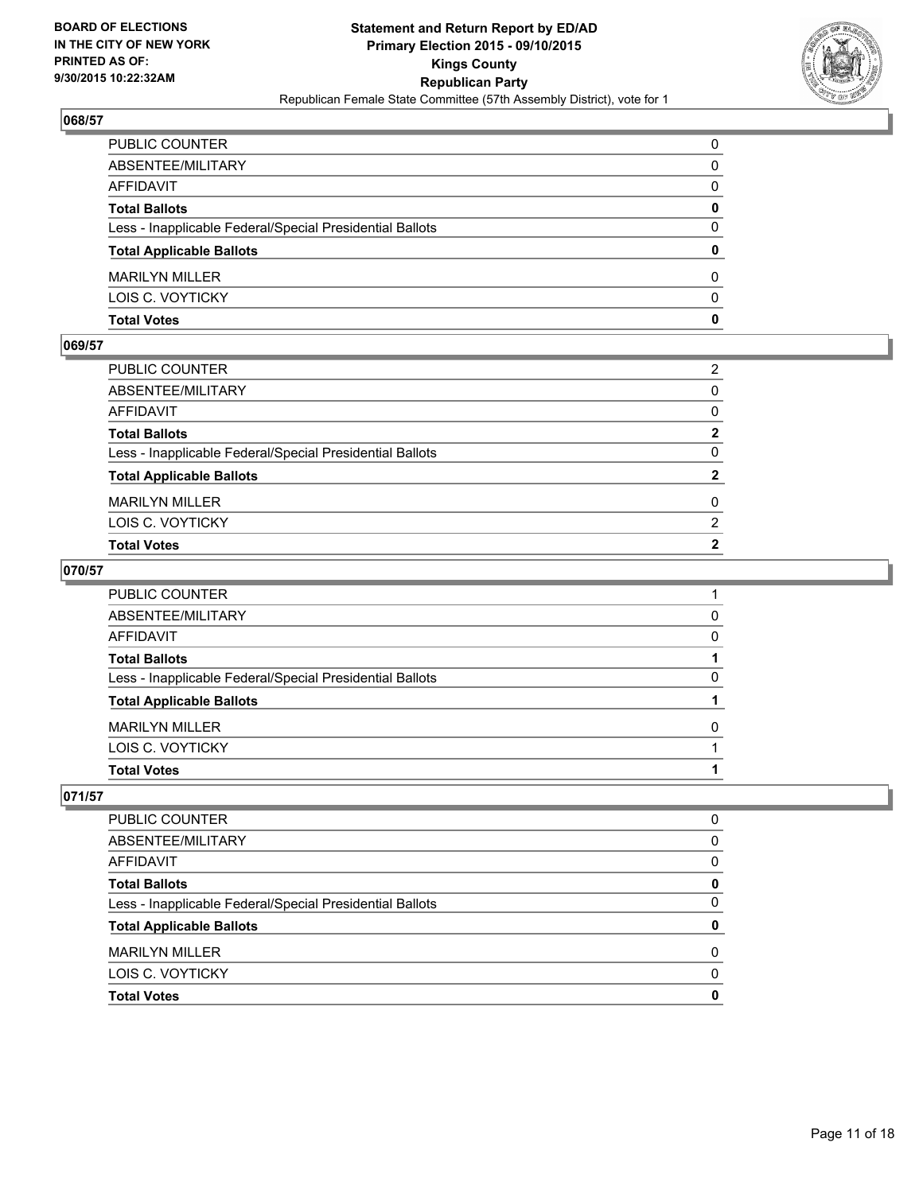**BOARD OF ELECTIONS IN THE CITY OF NEW YORK PRINTED AS OF: 9/30/2015 10:22:32AM**

**Statement and Return Report by ED/AD Primary Election 2015 - 09/10/2015 Kings County Republican Party** Republican Female State Committee (57th Assembly District), vote for 1

### 068/57

| | |
|---|---|
| PUBLIC COUNTER | 0 |
| ABSENTEE/MILITARY | 0 |
| AFFIDAVIT | 0 |
| **Total Ballots** | **0** |
| Less - Inapplicable Federal/Special Presidential Ballots | 0 |
| **Total Applicable Ballots** | **0** |
| MARILYN MILLER | 0 |
| LOIS C. VOYTICKY | 0 |
| **Total Votes** | **0** |

### 069/57

| | |
|---|---|
| PUBLIC COUNTER | 2 |
| ABSENTEE/MILITARY | 0 |
| AFFIDAVIT | 0 |
| **Total Ballots** | **2** |
| Less - Inapplicable Federal/Special Presidential Ballots | 0 |
| **Total Applicable Ballots** | **2** |
| MARILYN MILLER | 0 |
| LOIS C. VOYTICKY | 2 |
| **Total Votes** | **2** |

### 070/57

| | |
|---|---|
| PUBLIC COUNTER | 1 |
| ABSENTEE/MILITARY | 0 |
| AFFIDAVIT | 0 |
| **Total Ballots** | **1** |
| Less - Inapplicable Federal/Special Presidential Ballots | 0 |
| **Total Applicable Ballots** | **1** |
| MARILYN MILLER | 0 |
| LOIS C. VOYTICKY | 1 |
| **Total Votes** | **1** |

### 071/57

| | |
|---|---|
| PUBLIC COUNTER | 0 |
| ABSENTEE/MILITARY | 0 |
| AFFIDAVIT | 0 |
| **Total Ballots** | **0** |
| Less - Inapplicable Federal/Special Presidential Ballots | 0 |
| **Total Applicable Ballots** | **0** |
| MARILYN MILLER | 0 |
| LOIS C. VOYTICKY | 0 |
| **Total Votes** | **0** |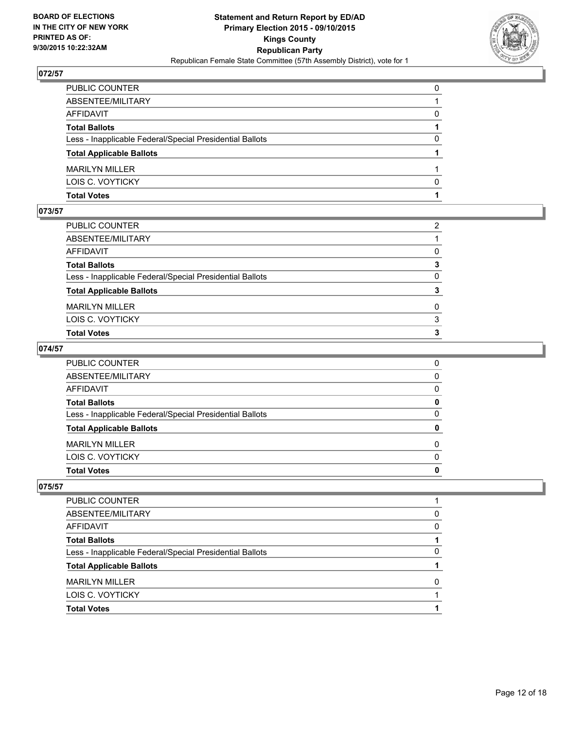**BOARD OF ELECTIONS IN THE CITY OF NEW YORK PRINTED AS OF: 9/30/2015 10:22:32AM**

**Statement and Return Report by ED/AD**
**Primary Election 2015 - 09/10/2015**
**Kings County**
**Republican Party**
Republican Female State Committee (57th Assembly District), vote for 1

## 072/57

| | |
|---|---|
| PUBLIC COUNTER | 0 |
| ABSENTEE/MILITARY | 1 |
| AFFIDAVIT | 0 |
| **Total Ballots** | **1** |
| Less - Inapplicable Federal/Special Presidential Ballots | 0 |
| **Total Applicable Ballots** | **1** |
| MARILYN MILLER | 1 |
| LOIS C. VOYTICKY | 0 |
| **Total Votes** | **1** |

## 073/57

| | |
|---|---|
| PUBLIC COUNTER | 2 |
| ABSENTEE/MILITARY | 1 |
| AFFIDAVIT | 0 |
| **Total Ballots** | **3** |
| Less - Inapplicable Federal/Special Presidential Ballots | 0 |
| **Total Applicable Ballots** | **3** |
| MARILYN MILLER | 0 |
| LOIS C. VOYTICKY | 3 |
| **Total Votes** | **3** |

## 074/57

| | |
|---|---|
| PUBLIC COUNTER | 0 |
| ABSENTEE/MILITARY | 0 |
| AFFIDAVIT | 0 |
| **Total Ballots** | **0** |
| Less - Inapplicable Federal/Special Presidential Ballots | 0 |
| **Total Applicable Ballots** | **0** |
| MARILYN MILLER | 0 |
| LOIS C. VOYTICKY | 0 |
| **Total Votes** | **0** |

## 075/57

| | |
|---|---|
| PUBLIC COUNTER | 1 |
| ABSENTEE/MILITARY | 0 |
| AFFIDAVIT | 0 |
| **Total Ballots** | **1** |
| Less - Inapplicable Federal/Special Presidential Ballots | 0 |
| **Total Applicable Ballots** | **1** |
| MARILYN MILLER | 0 |
| LOIS C. VOYTICKY | 1 |
| **Total Votes** | **1** |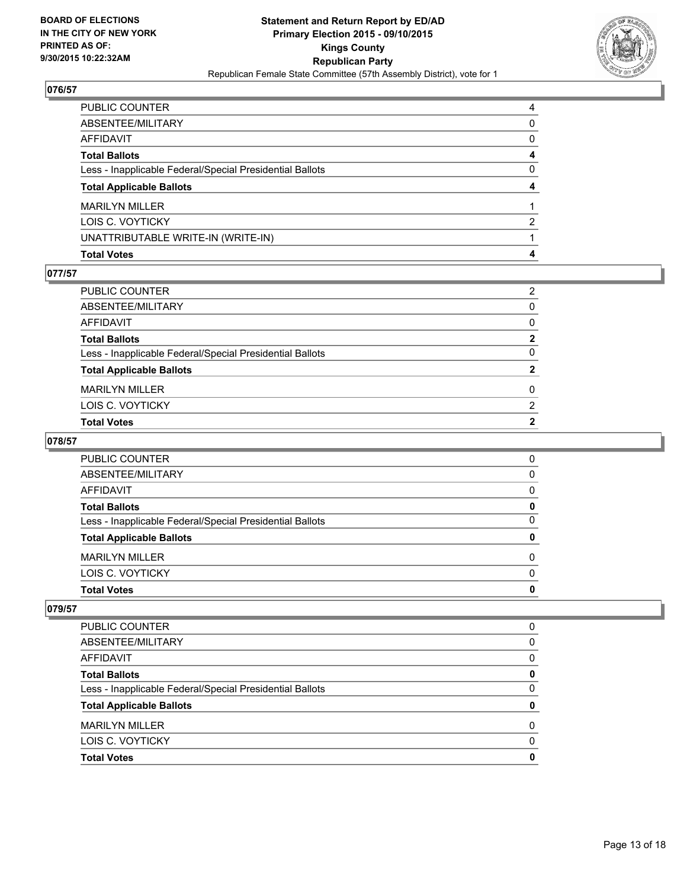## 076/57

| | |
|---|---|
| PUBLIC COUNTER | 4 |
| ABSENTEE/MILITARY | 0 |
| AFFIDAVIT | 0 |
| **Total Ballots** | **4** |
| Less - Inapplicable Federal/Special Presidential Ballots | 0 |
| **Total Applicable Ballots** | **4** |
| MARILYN MILLER | 1 |
| LOIS C. VOYTICKY | 2 |
| UNATTRIBUTABLE WRITE-IN (WRITE-IN) | 1 |
| **Total Votes** | **4** |

## 077/57

| | |
|---|---|
| PUBLIC COUNTER | 2 |
| ABSENTEE/MILITARY | 0 |
| AFFIDAVIT | 0 |
| **Total Ballots** | **2** |
| Less - Inapplicable Federal/Special Presidential Ballots | 0 |
| **Total Applicable Ballots** | **2** |
| MARILYN MILLER | 0 |
| LOIS C. VOYTICKY | 2 |
| **Total Votes** | **2** |

## 078/57

| | |
|---|---|
| PUBLIC COUNTER | 0 |
| ABSENTEE/MILITARY | 0 |
| AFFIDAVIT | 0 |
| **Total Ballots** | **0** |
| Less - Inapplicable Federal/Special Presidential Ballots | 0 |
| **Total Applicable Ballots** | **0** |
| MARILYN MILLER | 0 |
| LOIS C. VOYTICKY | 0 |
| **Total Votes** | **0** |

## 079/57

| | |
|---|---|
| PUBLIC COUNTER | 0 |
| ABSENTEE/MILITARY | 0 |
| AFFIDAVIT | 0 |
| **Total Ballots** | **0** |
| Less - Inapplicable Federal/Special Presidential Ballots | 0 |
| **Total Applicable Ballots** | **0** |
| MARILYN MILLER | 0 |
| LOIS C. VOYTICKY | 0 |
| **Total Votes** | **0** |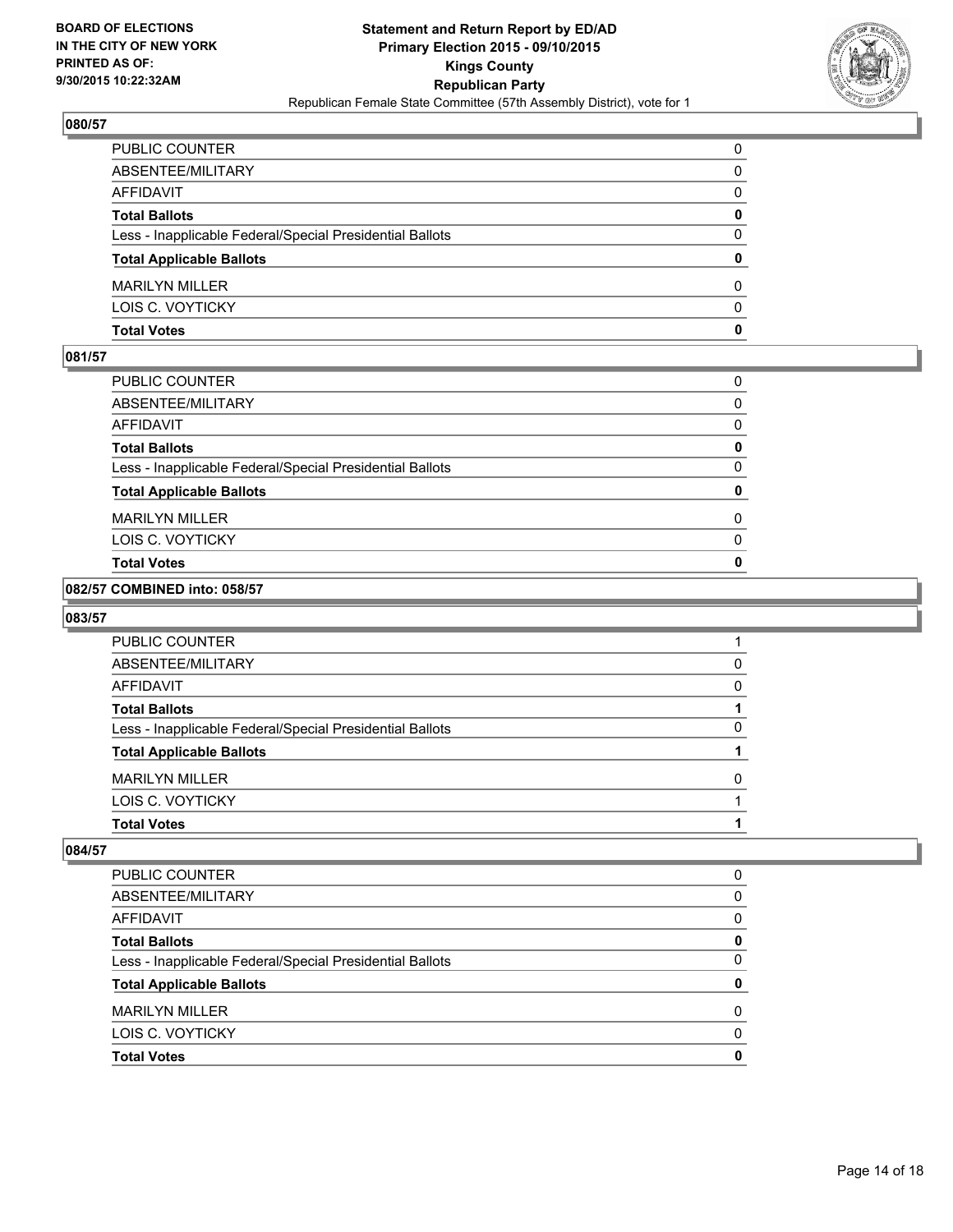**BOARD OF ELECTIONS IN THE CITY OF NEW YORK PRINTED AS OF: 9/30/2015 10:22:32AM**

**Statement and Return Report by ED/AD Primary Election 2015 - 09/10/2015 Kings County Republican Party**

Republican Female State Committee (57th Assembly District), vote for 1

### 080/57

| | |
|---|---|
| PUBLIC COUNTER | 0 |
| ABSENTEE/MILITARY | 0 |
| AFFIDAVIT | 0 |
| **Total Ballots** | **0** |
| Less - Inapplicable Federal/Special Presidential Ballots | 0 |
| **Total Applicable Ballots** | **0** |
| MARILYN MILLER | 0 |
| LOIS C. VOYTICKY | 0 |
| **Total Votes** | **0** |

### 081/57

| | |
|---|---|
| PUBLIC COUNTER | 0 |
| ABSENTEE/MILITARY | 0 |
| AFFIDAVIT | 0 |
| **Total Ballots** | **0** |
| Less - Inapplicable Federal/Special Presidential Ballots | 0 |
| **Total Applicable Ballots** | **0** |
| MARILYN MILLER | 0 |
| LOIS C. VOYTICKY | 0 |
| **Total Votes** | **0** |

### 082/57 COMBINED into: 058/57

### 083/57

| | |
|---|---|
| PUBLIC COUNTER | 1 |
| ABSENTEE/MILITARY | 0 |
| AFFIDAVIT | 0 |
| **Total Ballots** | **1** |
| Less - Inapplicable Federal/Special Presidential Ballots | 0 |
| **Total Applicable Ballots** | **1** |
| MARILYN MILLER | 0 |
| LOIS C. VOYTICKY | 1 |
| **Total Votes** | **1** |

### 084/57

| | |
|---|---|
| PUBLIC COUNTER | 0 |
| ABSENTEE/MILITARY | 0 |
| AFFIDAVIT | 0 |
| **Total Ballots** | **0** |
| Less - Inapplicable Federal/Special Presidential Ballots | 0 |
| **Total Applicable Ballots** | **0** |
| MARILYN MILLER | 0 |
| LOIS C. VOYTICKY | 0 |
| **Total Votes** | **0** |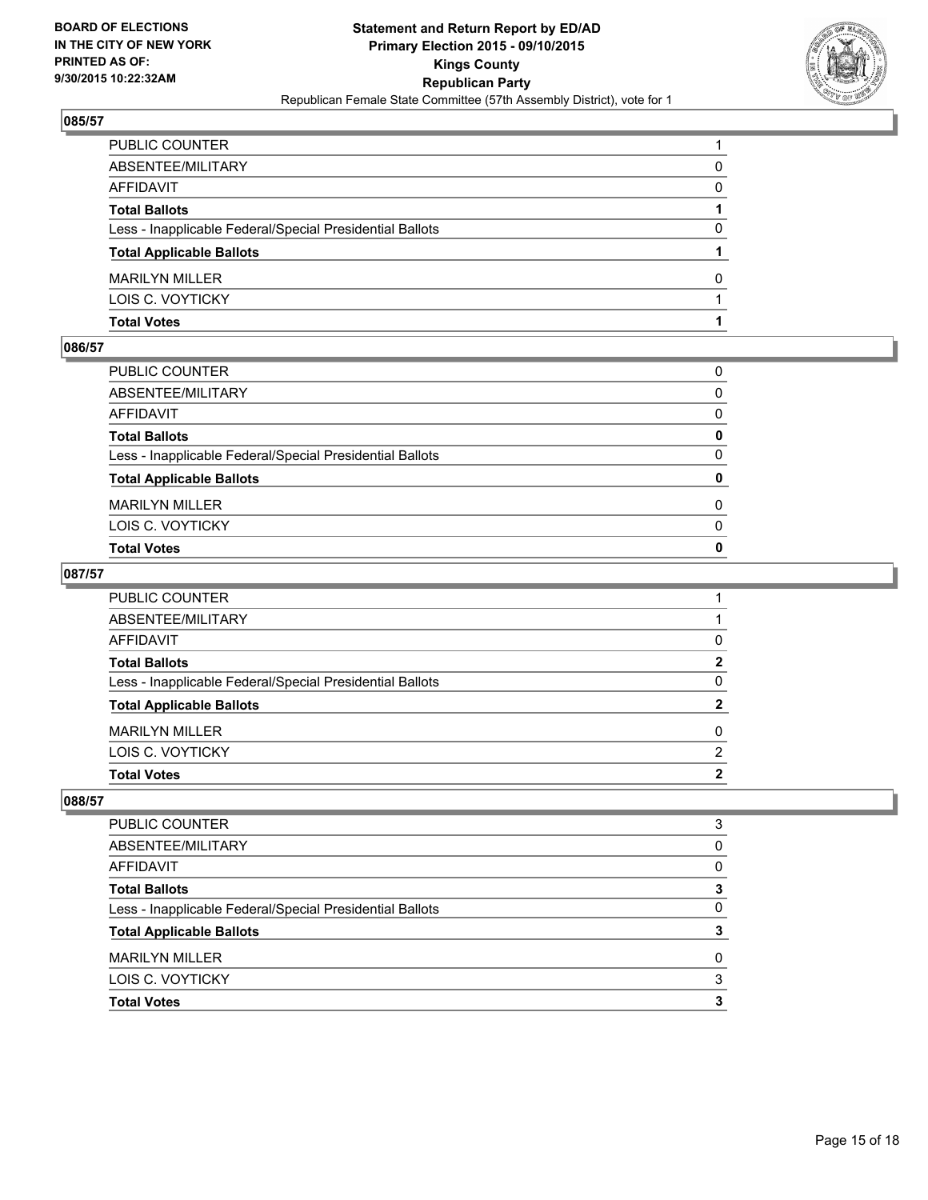**BOARD OF ELECTIONS IN THE CITY OF NEW YORK PRINTED AS OF: 9/30/2015 10:22:32AM**

**Statement and Return Report by ED/AD Primary Election 2015 - 09/10/2015 Kings County Republican Party**

Republican Female State Committee (57th Assembly District), vote for 1

### 085/57

| | |
|---|---|
| PUBLIC COUNTER | 1 |
| ABSENTEE/MILITARY | 0 |
| AFFIDAVIT | 0 |
| **Total Ballots** | **1** |
| Less - Inapplicable Federal/Special Presidential Ballots | 0 |
| **Total Applicable Ballots** | **1** |
| MARILYN MILLER | 0 |
| LOIS C. VOYTICKY | 1 |
| **Total Votes** | **1** |

### 086/57

| | |
|---|---|
| PUBLIC COUNTER | 0 |
| ABSENTEE/MILITARY | 0 |
| AFFIDAVIT | 0 |
| **Total Ballots** | **0** |
| Less - Inapplicable Federal/Special Presidential Ballots | 0 |
| **Total Applicable Ballots** | **0** |
| MARILYN MILLER | 0 |
| LOIS C. VOYTICKY | 0 |
| **Total Votes** | **0** |

### 087/57

| | |
|---|---|
| PUBLIC COUNTER | 1 |
| ABSENTEE/MILITARY | 1 |
| AFFIDAVIT | 0 |
| **Total Ballots** | **2** |
| Less - Inapplicable Federal/Special Presidential Ballots | 0 |
| **Total Applicable Ballots** | **2** |
| MARILYN MILLER | 0 |
| LOIS C. VOYTICKY | 2 |
| **Total Votes** | **2** |

### 088/57

| | |
|---|---|
| PUBLIC COUNTER | 3 |
| ABSENTEE/MILITARY | 0 |
| AFFIDAVIT | 0 |
| **Total Ballots** | **3** |
| Less - Inapplicable Federal/Special Presidential Ballots | 0 |
| **Total Applicable Ballots** | **3** |
| MARILYN MILLER | 0 |
| LOIS C. VOYTICKY | 3 |
| **Total Votes** | **3** |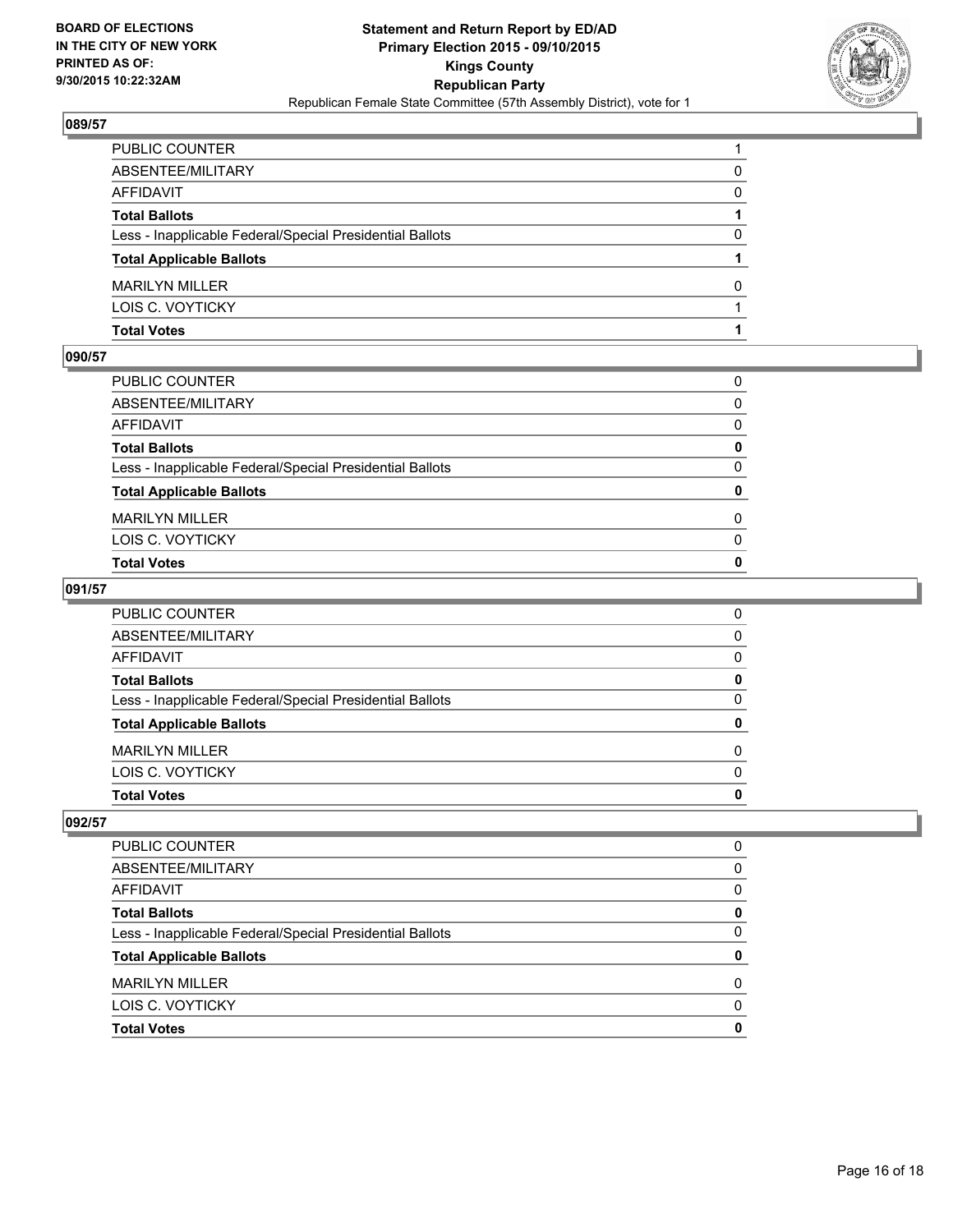## 089/57

| | |
|---|---|
| PUBLIC COUNTER | 1 |
| ABSENTEE/MILITARY | 0 |
| AFFIDAVIT | 0 |
| **Total Ballots** | **1** |
| Less - Inapplicable Federal/Special Presidential Ballots | 0 |
| **Total Applicable Ballots** | **1** |
| MARILYN MILLER | 0 |
| LOIS C. VOYTICKY | 1 |
| **Total Votes** | **1** |

## 090/57

| | |
|---|---|
| PUBLIC COUNTER | 0 |
| ABSENTEE/MILITARY | 0 |
| AFFIDAVIT | 0 |
| **Total Ballots** | **0** |
| Less - Inapplicable Federal/Special Presidential Ballots | 0 |
| **Total Applicable Ballots** | **0** |
| MARILYN MILLER | 0 |
| LOIS C. VOYTICKY | 0 |
| **Total Votes** | **0** |

## 091/57

| | |
|---|---|
| PUBLIC COUNTER | 0 |
| ABSENTEE/MILITARY | 0 |
| AFFIDAVIT | 0 |
| **Total Ballots** | **0** |
| Less - Inapplicable Federal/Special Presidential Ballots | 0 |
| **Total Applicable Ballots** | **0** |
| MARILYN MILLER | 0 |
| LOIS C. VOYTICKY | 0 |
| **Total Votes** | **0** |

## 092/57

| | |
|---|---|
| PUBLIC COUNTER | 0 |
| ABSENTEE/MILITARY | 0 |
| AFFIDAVIT | 0 |
| **Total Ballots** | **0** |
| Less - Inapplicable Federal/Special Presidential Ballots | 0 |
| **Total Applicable Ballots** | **0** |
| MARILYN MILLER | 0 |
| LOIS C. VOYTICKY | 0 |
| **Total Votes** | **0** |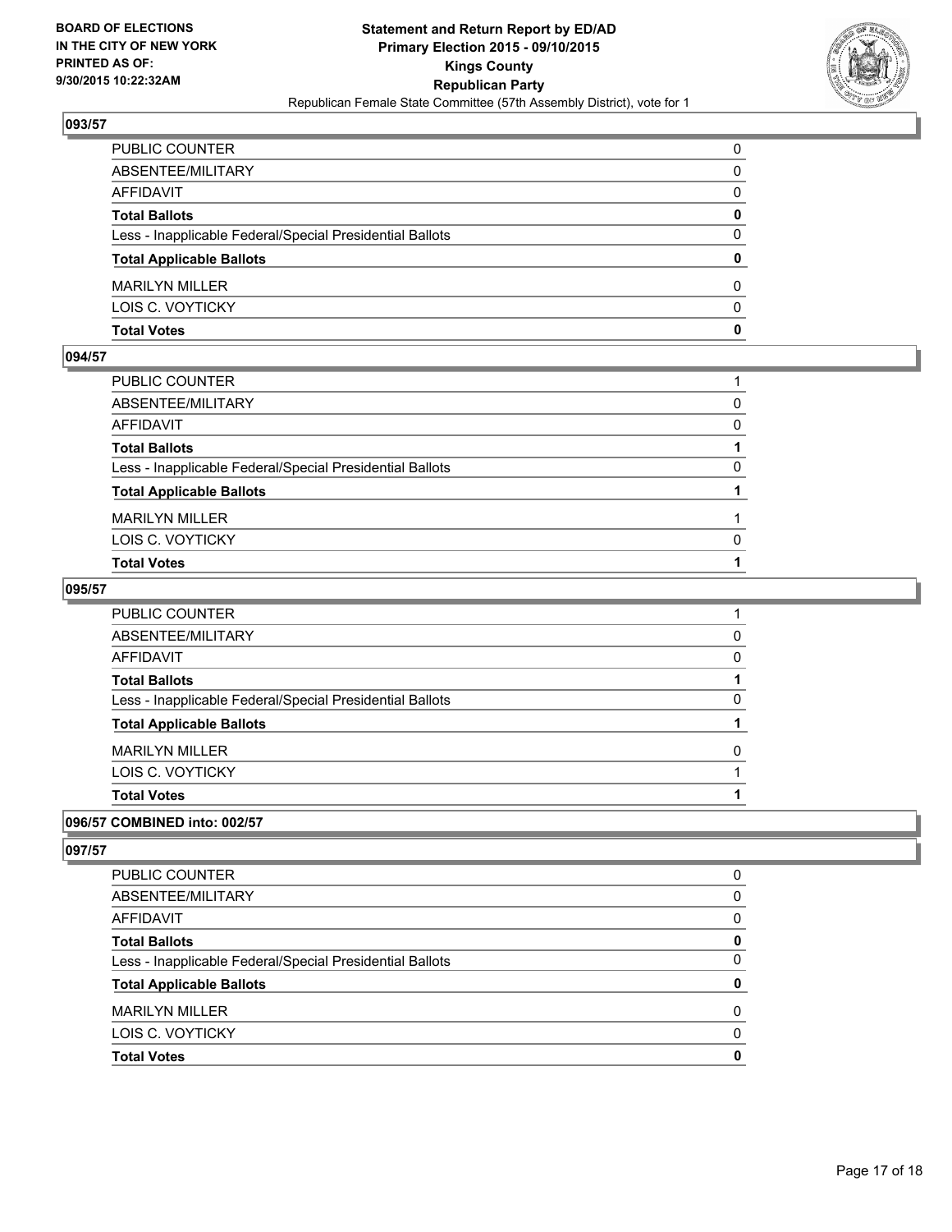## 093/57

| | |
|---|---|
| PUBLIC COUNTER | 0 |
| ABSENTEE/MILITARY | 0 |
| AFFIDAVIT | 0 |
| **Total Ballots** | **0** |
| Less - Inapplicable Federal/Special Presidential Ballots | 0 |
| **Total Applicable Ballots** | **0** |
| MARILYN MILLER | 0 |
| LOIS C. VOYTICKY | 0 |
| **Total Votes** | **0** |

## 094/57

| | |
|---|---|
| PUBLIC COUNTER | 1 |
| ABSENTEE/MILITARY | 0 |
| AFFIDAVIT | 0 |
| **Total Ballots** | **1** |
| Less - Inapplicable Federal/Special Presidential Ballots | 0 |
| **Total Applicable Ballots** | **1** |
| MARILYN MILLER | 1 |
| LOIS C. VOYTICKY | 0 |
| **Total Votes** | **1** |

## 095/57

| | |
|---|---|
| PUBLIC COUNTER | 1 |
| ABSENTEE/MILITARY | 0 |
| AFFIDAVIT | 0 |
| **Total Ballots** | **1** |
| Less - Inapplicable Federal/Special Presidential Ballots | 0 |
| **Total Applicable Ballots** | **1** |
| MARILYN MILLER | 0 |
| LOIS C. VOYTICKY | 1 |
| **Total Votes** | **1** |

## 096/57 COMBINED into: 002/57

## 097/57

| | |
|---|---|
| PUBLIC COUNTER | 0 |
| ABSENTEE/MILITARY | 0 |
| AFFIDAVIT | 0 |
| **Total Ballots** | **0** |
| Less - Inapplicable Federal/Special Presidential Ballots | 0 |
| **Total Applicable Ballots** | **0** |
| MARILYN MILLER | 0 |
| LOIS C. VOYTICKY | 0 |
| **Total Votes** | **0** |